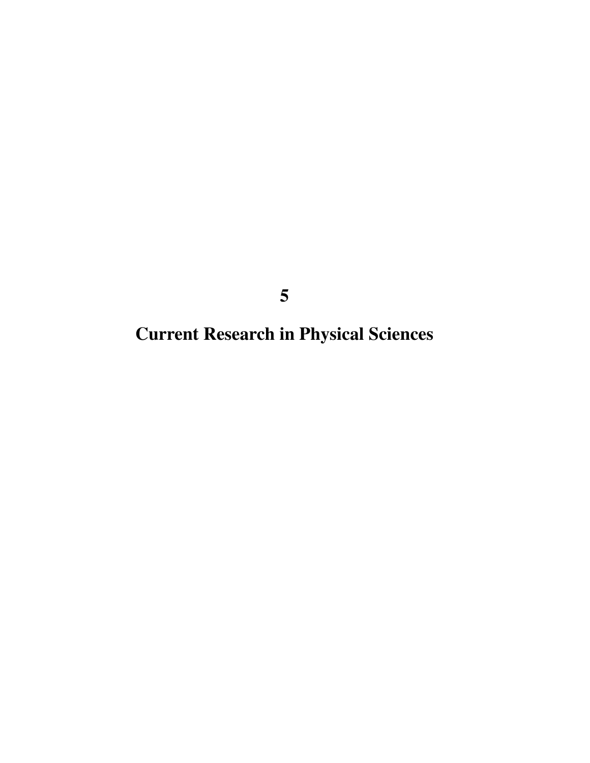# 5

# Current Research in Physical Sciences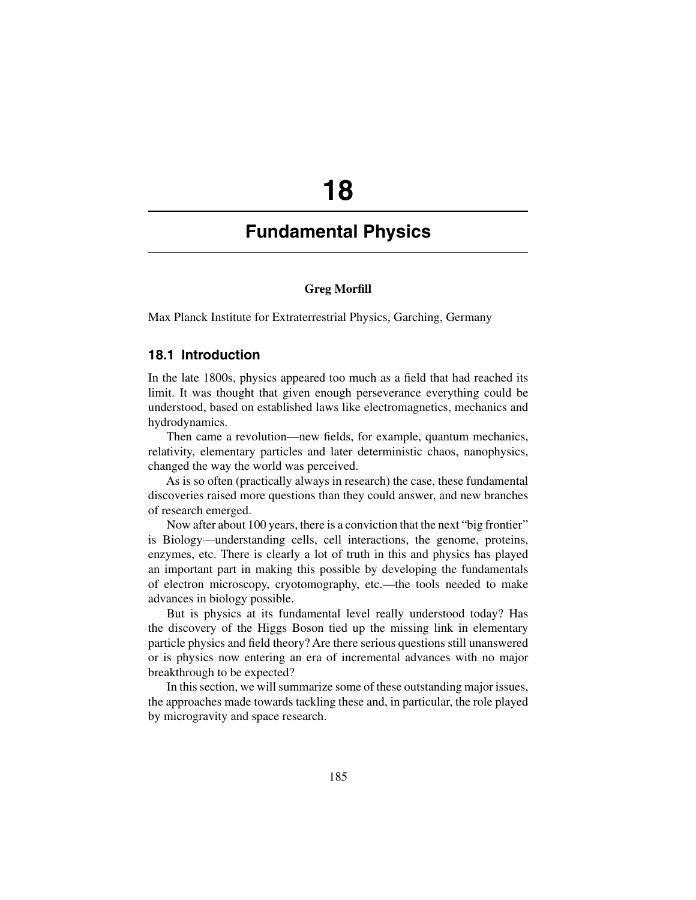# 18

# Fundamental Physics

**Greg Morfill**

Max Planck Institute for Extraterrestrial Physics, Garching, Germany

## 18.1 Introduction

In the late 1800s, physics appeared too much as a field that had reached its limit. It was thought that given enough perseverance everything could be understood, based on established laws like electromagnetics, mechanics and hydrodynamics.

Then came a revolution—new fields, for example, quantum mechanics, relativity, elementary particles and later deterministic chaos, nanophysics, changed the way the world was perceived.

As is so often (practically always in research) the case, these fundamental discoveries raised more questions than they could answer, and new branches of research emerged.

Now after about 100 years, there is a conviction that the next "big frontier" is Biology—understanding cells, cell interactions, the genome, proteins, enzymes, etc. There is clearly a lot of truth in this and physics has played an important part in making this possible by developing the fundamentals of electron microscopy, cryotomography, etc.—the tools needed to make advances in biology possible.

But is physics at its fundamental level really understood today? Has the discovery of the Higgs Boson tied up the missing link in elementary particle physics and field theory? Are there serious questions still unanswered or is physics now entering an era of incremental advances with no major breakthrough to be expected?

In this section, we will summarize some of these outstanding major issues, the approaches made towards tackling these and, in particular, the role played by microgravity and space research.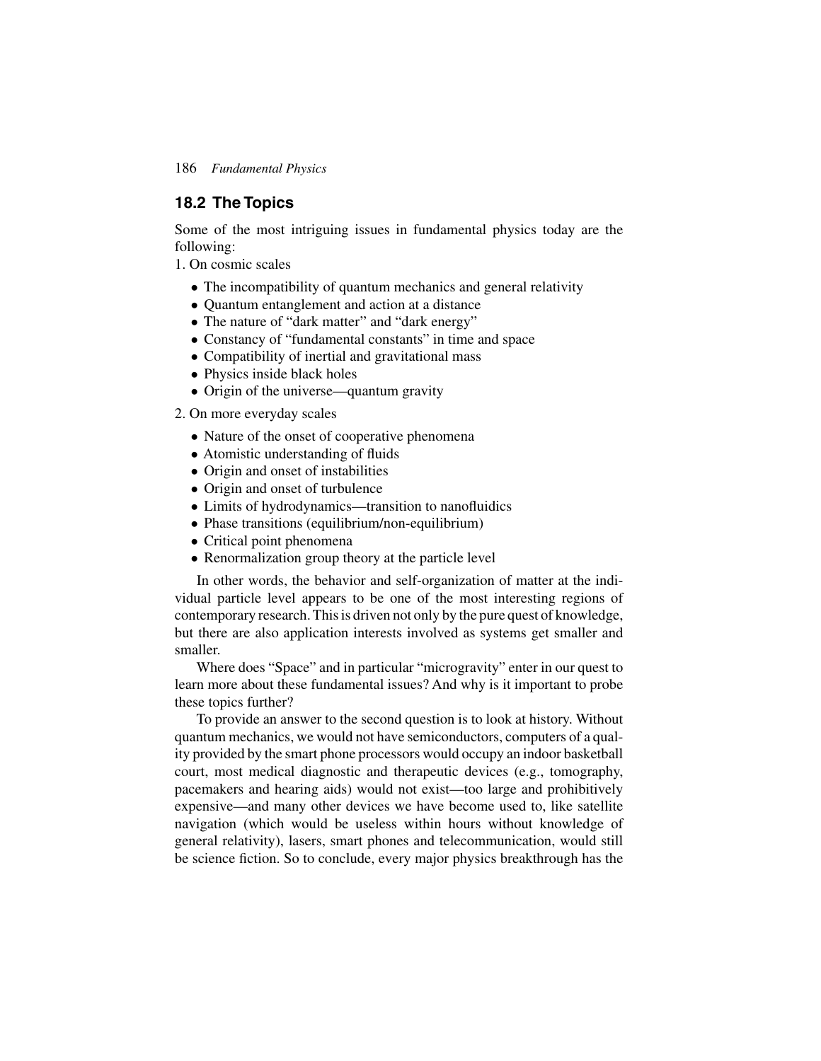## 18.2 The Topics

Some of the most intriguing issues in fundamental physics today are the following:

1. On cosmic scales

   - The incompatibility of quantum mechanics and general relativity
   - Quantum entanglement and action at a distance
   - The nature of "dark matter" and "dark energy"
   - Constancy of "fundamental constants" in time and space
   - Compatibility of inertial and gravitational mass
   - Physics inside black holes
   - Origin of the universe—quantum gravity

2. On more everyday scales

   - Nature of the onset of cooperative phenomena
   - Atomistic understanding of fluids
   - Origin and onset of instabilities
   - Origin and onset of turbulence
   - Limits of hydrodynamics—transition to nanofluidics
   - Phase transitions (equilibrium/non-equilibrium)
   - Critical point phenomena
   - Renormalization group theory at the particle level

In other words, the behavior and self-organization of matter at the individual particle level appears to be one of the most interesting regions of contemporary research. This is driven not only by the pure quest of knowledge, but there are also application interests involved as systems get smaller and smaller.

Where does "Space" and in particular "microgravity" enter in our quest to learn more about these fundamental issues? And why is it important to probe these topics further?

To provide an answer to the second question is to look at history. Without quantum mechanics, we would not have semiconductors, computers of a quality provided by the smart phone processors would occupy an indoor basketball court, most medical diagnostic and therapeutic devices (e.g., tomography, pacemakers and hearing aids) would not exist—too large and prohibitively expensive—and many other devices we have become used to, like satellite navigation (which would be useless within hours without knowledge of general relativity), lasers, smart phones and telecommunication, would still be science fiction. So to conclude, every major physics breakthrough has the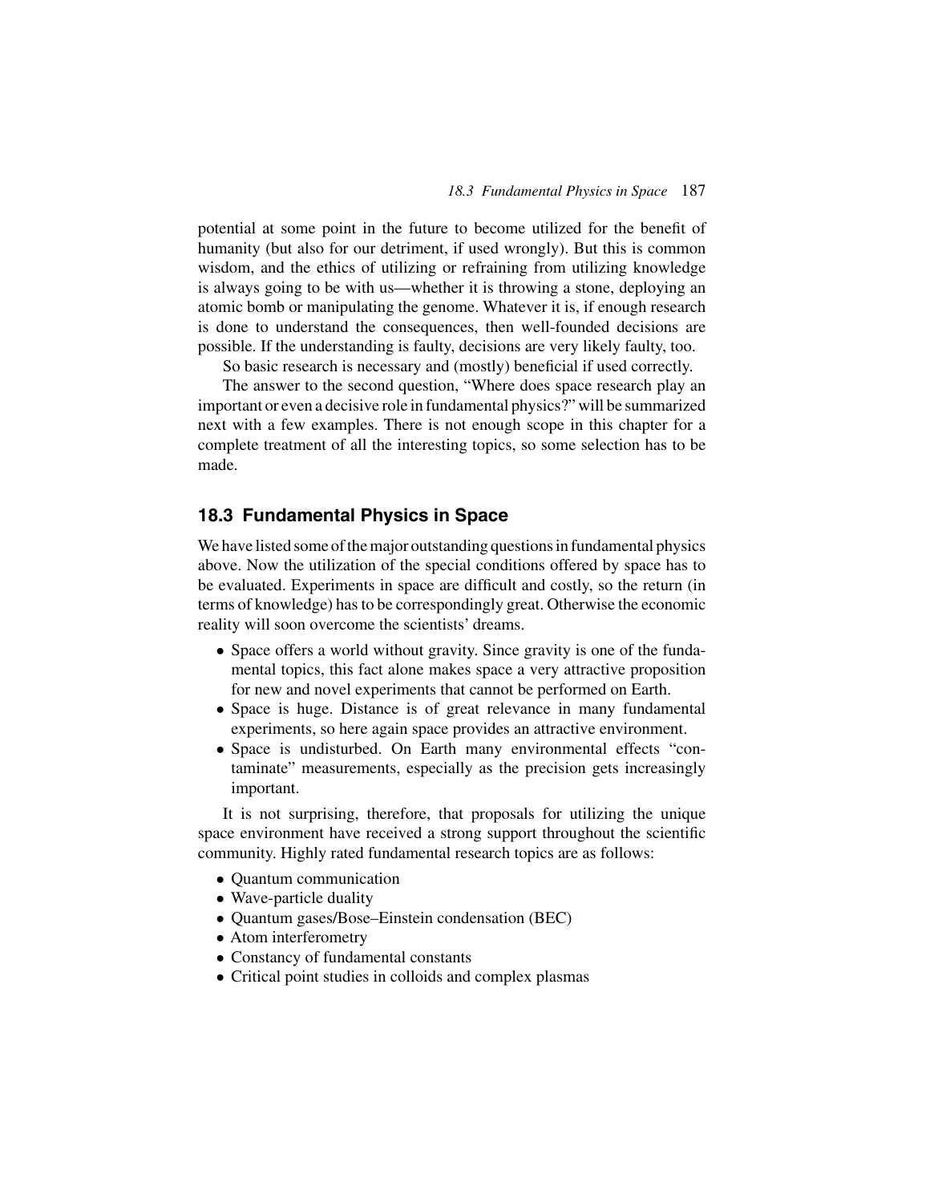potential at some point in the future to become utilized for the benefit of humanity (but also for our detriment, if used wrongly). But this is common wisdom, and the ethics of utilizing or refraining from utilizing knowledge is always going to be with us—whether it is throwing a stone, deploying an atomic bomb or manipulating the genome. Whatever it is, if enough research is done to understand the consequences, then well-founded decisions are possible. If the understanding is faulty, decisions are very likely faulty, too.

So basic research is necessary and (mostly) beneficial if used correctly.

The answer to the second question, "Where does space research play an important or even a decisive role in fundamental physics?" will be summarized next with a few examples. There is not enough scope in this chapter for a complete treatment of all the interesting topics, so some selection has to be made.

## 18.3 Fundamental Physics in Space

We have listed some of the major outstanding questions in fundamental physics above. Now the utilization of the special conditions offered by space has to be evaluated. Experiments in space are difficult and costly, so the return (in terms of knowledge) has to be correspondingly great. Otherwise the economic reality will soon overcome the scientists' dreams.

- Space offers a world without gravity. Since gravity is one of the fundamental topics, this fact alone makes space a very attractive proposition for new and novel experiments that cannot be performed on Earth.
- Space is huge. Distance is of great relevance in many fundamental experiments, so here again space provides an attractive environment.
- Space is undisturbed. On Earth many environmental effects "contaminate" measurements, especially as the precision gets increasingly important.

It is not surprising, therefore, that proposals for utilizing the unique space environment have received a strong support throughout the scientific community. Highly rated fundamental research topics are as follows:

- Quantum communication
- Wave-particle duality
- Quantum gases/Bose–Einstein condensation (BEC)
- Atom interferometry
- Constancy of fundamental constants
- Critical point studies in colloids and complex plasmas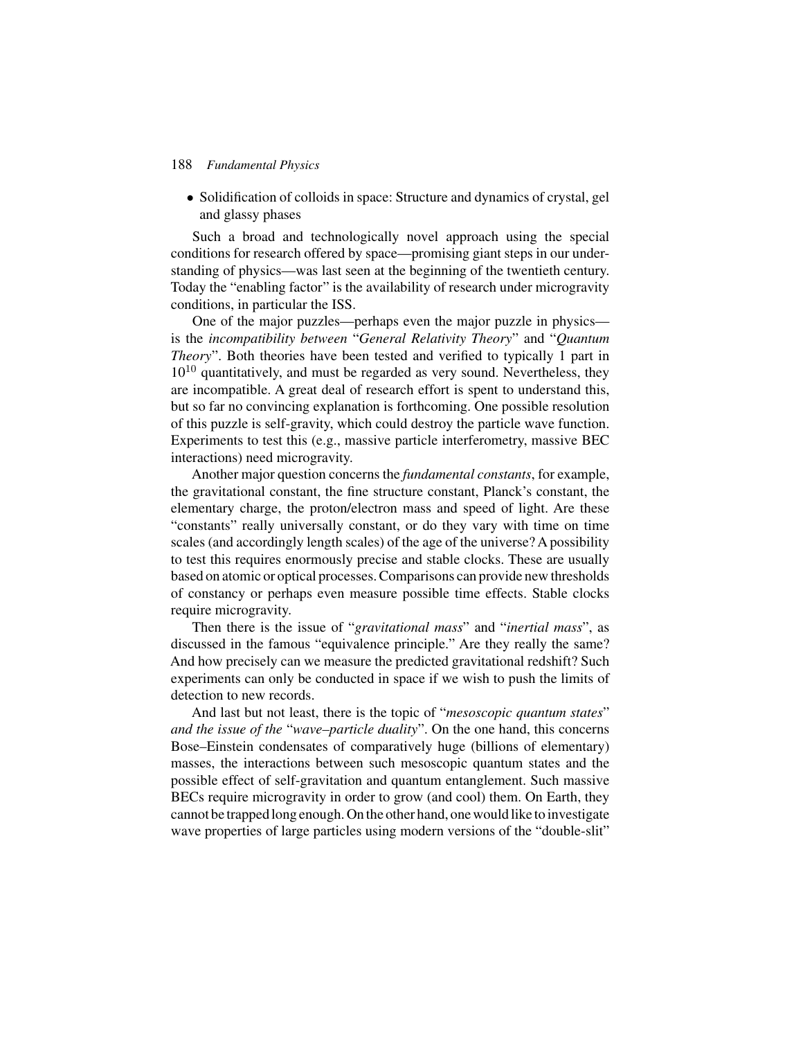- Solidification of colloids in space: Structure and dynamics of crystal, gel and glassy phases

Such a broad and technologically novel approach using the special conditions for research offered by space—promising giant steps in our understanding of physics—was last seen at the beginning of the twentieth century. Today the "enabling factor" is the availability of research under microgravity conditions, in particular the ISS.

One of the major puzzles—perhaps even the major puzzle in physics—is the *incompatibility between "General Relativity Theory" and "Quantum Theory"*. Both theories have been tested and verified to typically 1 part in $10^{10}$ quantitatively, and must be regarded as very sound. Nevertheless, they are incompatible. A great deal of research effort is spent to understand this, but so far no convincing explanation is forthcoming. One possible resolution of this puzzle is self-gravity, which could destroy the particle wave function. Experiments to test this (e.g., massive particle interferometry, massive BEC interactions) need microgravity.

Another major question concerns the *fundamental constants*, for example, the gravitational constant, the fine structure constant, Planck's constant, the elementary charge, the proton/electron mass and speed of light. Are these "constants" really universally constant, or do they vary with time on time scales (and accordingly length scales) of the age of the universe? A possibility to test this requires enormously precise and stable clocks. These are usually based on atomic or optical processes. Comparisons can provide new thresholds of constancy or perhaps even measure possible time effects. Stable clocks require microgravity.

Then there is the issue of "*gravitational mass*" and "*inertial mass*", as discussed in the famous "equivalence principle." Are they really the same? And how precisely can we measure the predicted gravitational redshift? Such experiments can only be conducted in space if we wish to push the limits of detection to new records.

And last but not least, there is the topic of "*mesoscopic quantum states*" *and the issue of the "wave–particle duality"*. On the one hand, this concerns Bose–Einstein condensates of comparatively huge (billions of elementary) masses, the interactions between such mesoscopic quantum states and the possible effect of self-gravitation and quantum entanglement. Such massive BECs require microgravity in order to grow (and cool) them. On Earth, they cannot be trapped long enough. On the other hand, one would like to investigate wave properties of large particles using modern versions of the "double-slit"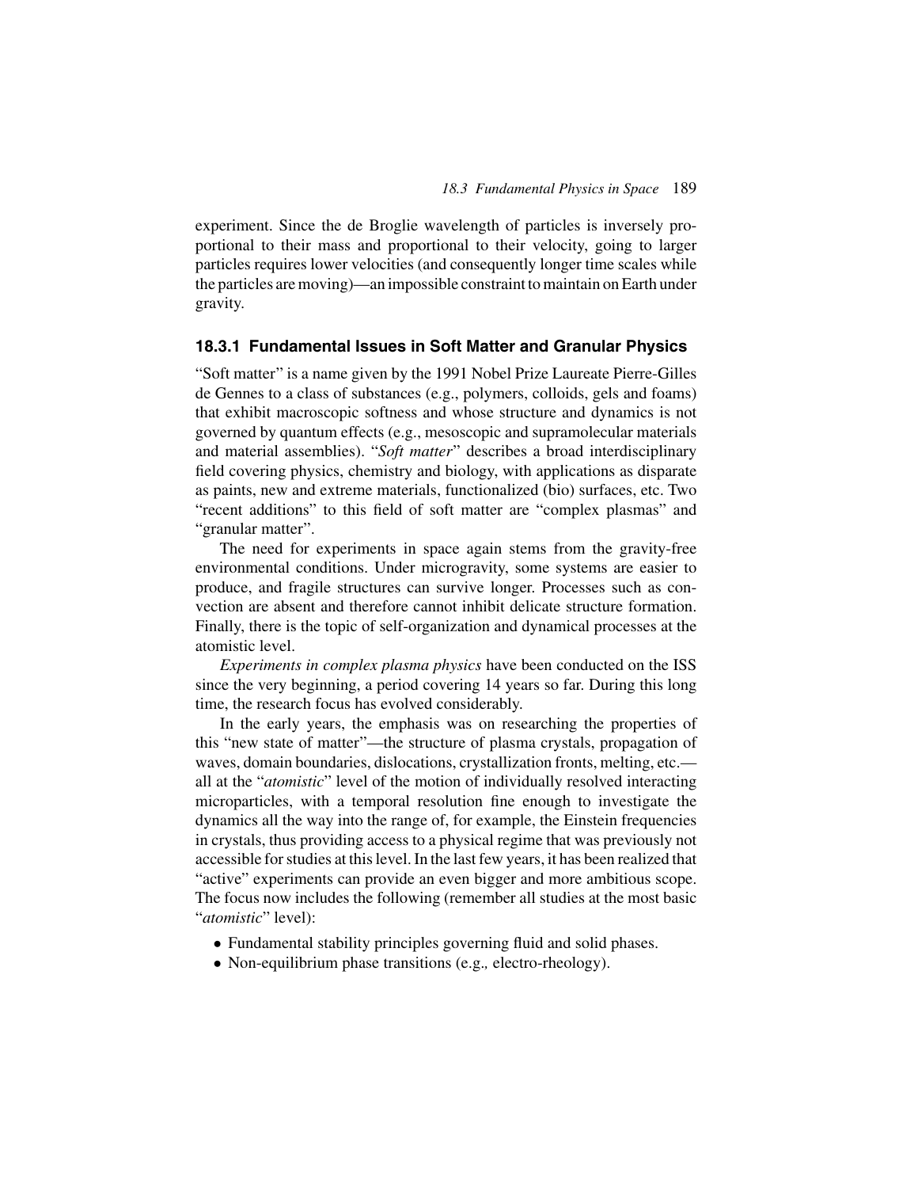experiment. Since the de Broglie wavelength of particles is inversely proportional to their mass and proportional to their velocity, going to larger particles requires lower velocities (and consequently longer time scales while the particles are moving)—an impossible constraint to maintain on Earth under gravity.

### 18.3.1 Fundamental Issues in Soft Matter and Granular Physics

"Soft matter" is a name given by the 1991 Nobel Prize Laureate Pierre-Gilles de Gennes to a class of substances (e.g., polymers, colloids, gels and foams) that exhibit macroscopic softness and whose structure and dynamics is not governed by quantum effects (e.g., mesoscopic and supramolecular materials and material assemblies). "*Soft matter*" describes a broad interdisciplinary field covering physics, chemistry and biology, with applications as disparate as paints, new and extreme materials, functionalized (bio) surfaces, etc. Two "recent additions" to this field of soft matter are "complex plasmas" and "granular matter".

The need for experiments in space again stems from the gravity-free environmental conditions. Under microgravity, some systems are easier to produce, and fragile structures can survive longer. Processes such as convection are absent and therefore cannot inhibit delicate structure formation. Finally, there is the topic of self-organization and dynamical processes at the atomistic level.

*Experiments in complex plasma physics* have been conducted on the ISS since the very beginning, a period covering 14 years so far. During this long time, the research focus has evolved considerably.

In the early years, the emphasis was on researching the properties of this "new state of matter"—the structure of plasma crystals, propagation of waves, domain boundaries, dislocations, crystallization fronts, melting, etc.—all at the "*atomistic*" level of the motion of individually resolved interacting microparticles, with a temporal resolution fine enough to investigate the dynamics all the way into the range of, for example, the Einstein frequencies in crystals, thus providing access to a physical regime that was previously not accessible for studies at this level. In the last few years, it has been realized that "active" experiments can provide an even bigger and more ambitious scope. The focus now includes the following (remember all studies at the most basic "*atomistic*" level):

- Fundamental stability principles governing fluid and solid phases.
- Non-equilibrium phase transitions (e.g., electro-rheology).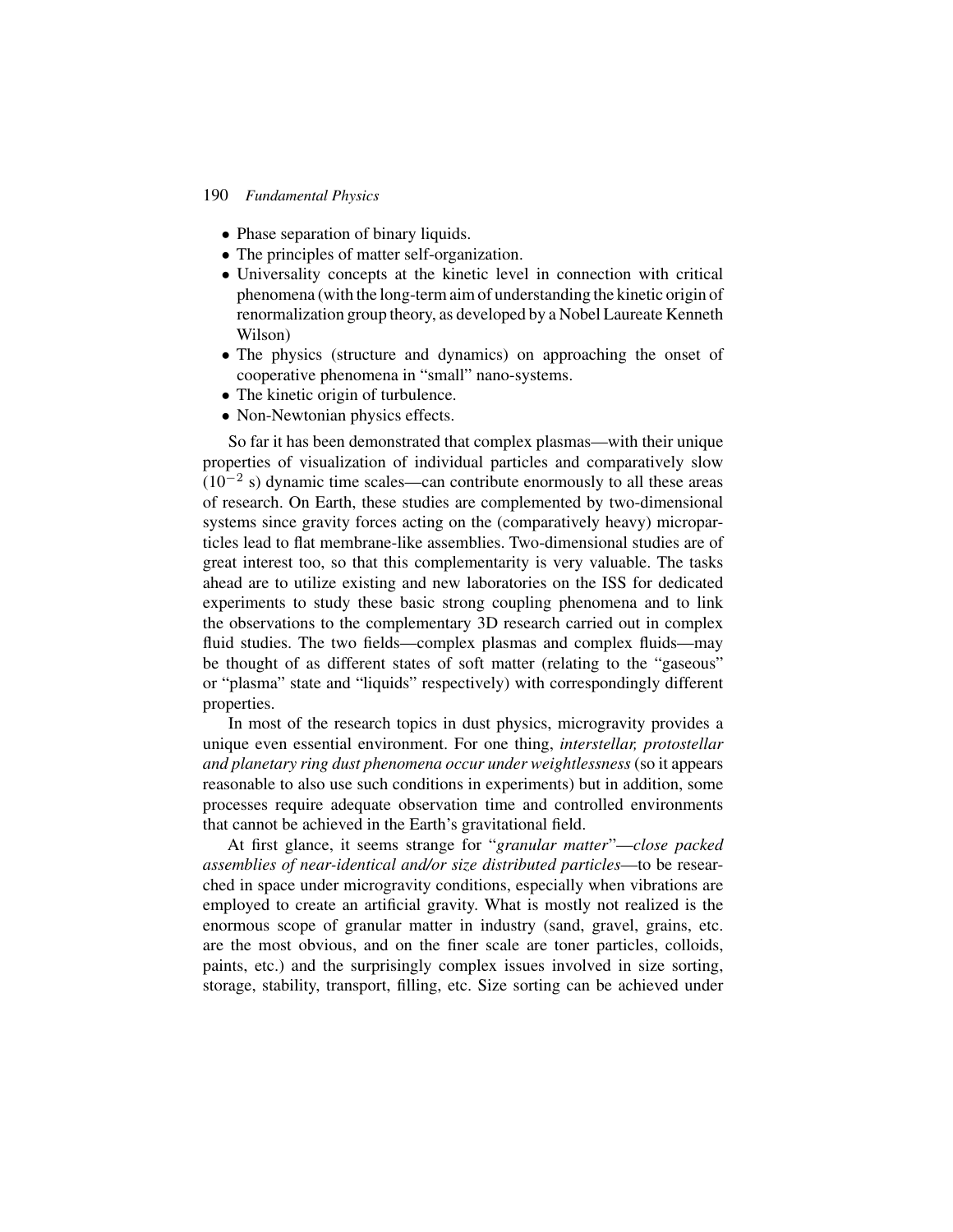- Phase separation of binary liquids.
- The principles of matter self-organization.
- Universality concepts at the kinetic level in connection with critical phenomena (with the long-term aim of understanding the kinetic origin of renormalization group theory, as developed by a Nobel Laureate Kenneth Wilson)
- The physics (structure and dynamics) on approaching the onset of cooperative phenomena in "small" nano-systems.
- The kinetic origin of turbulence.
- Non-Newtonian physics effects.

So far it has been demonstrated that complex plasmas—with their unique properties of visualization of individual particles and comparatively slow ($10^{-2}$ s) dynamic time scales—can contribute enormously to all these areas of research. On Earth, these studies are complemented by two-dimensional systems since gravity forces acting on the (comparatively heavy) microparticles lead to flat membrane-like assemblies. Two-dimensional studies are of great interest too, so that this complementarity is very valuable. The tasks ahead are to utilize existing and new laboratories on the ISS for dedicated experiments to study these basic strong coupling phenomena and to link the observations to the complementary 3D research carried out in complex fluid studies. The two fields—complex plasmas and complex fluids—may be thought of as different states of soft matter (relating to the "gaseous" or "plasma" state and "liquids" respectively) with correspondingly different properties.

In most of the research topics in dust physics, microgravity provides a unique even essential environment. For one thing, *interstellar, protostellar and planetary ring dust phenomena occur under weightlessness* (so it appears reasonable to also use such conditions in experiments) but in addition, some processes require adequate observation time and controlled environments that cannot be achieved in the Earth's gravitational field.

At first glance, it seems strange for "*granular matter*"—*close packed assemblies of near-identical and/or size distributed particles*—to be researched in space under microgravity conditions, especially when vibrations are employed to create an artificial gravity. What is mostly not realized is the enormous scope of granular matter in industry (sand, gravel, grains, etc. are the most obvious, and on the finer scale are toner particles, colloids, paints, etc.) and the surprisingly complex issues involved in size sorting, storage, stability, transport, filling, etc. Size sorting can be achieved under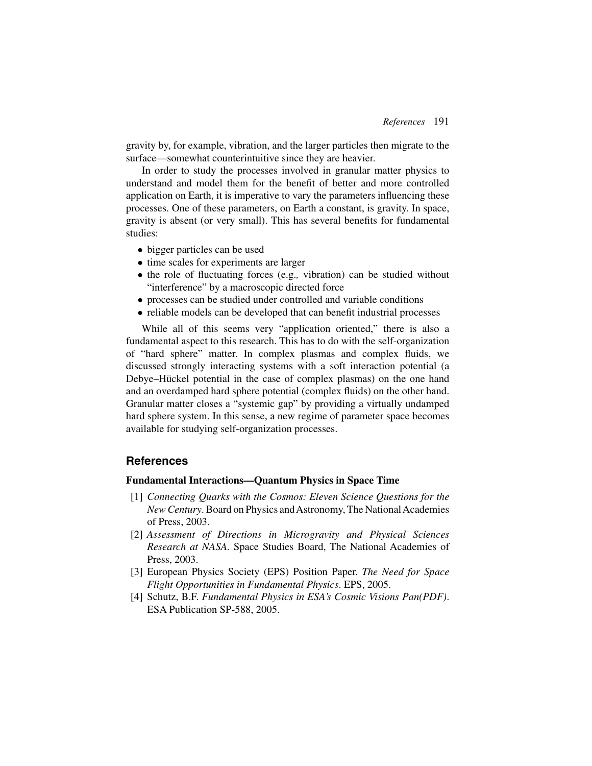gravity by, for example, vibration, and the larger particles then migrate to the surface—somewhat counterintuitive since they are heavier.

In order to study the processes involved in granular matter physics to understand and model them for the benefit of better and more controlled application on Earth, it is imperative to vary the parameters influencing these processes. One of these parameters, on Earth a constant, is gravity. In space, gravity is absent (or very small). This has several benefits for fundamental studies:

- bigger particles can be used
- time scales for experiments are larger
- the role of fluctuating forces (e.g., vibration) can be studied without "interference" by a macroscopic directed force
- processes can be studied under controlled and variable conditions
- reliable models can be developed that can benefit industrial processes

While all of this seems very "application oriented," there is also a fundamental aspect to this research. This has to do with the self-organization of "hard sphere" matter. In complex plasmas and complex fluids, we discussed strongly interacting systems with a soft interaction potential (a Debye–Hückel potential in the case of complex plasmas) on the one hand and an overdamped hard sphere potential (complex fluids) on the other hand. Granular matter closes a "systemic gap" by providing a virtually undamped hard sphere system. In this sense, a new regime of parameter space becomes available for studying self-organization processes.

## References

### Fundamental Interactions—Quantum Physics in Space Time

[1] *Connecting Quarks with the Cosmos: Eleven Science Questions for the New Century*. Board on Physics and Astronomy, The National Academies of Press, 2003.

[2] *Assessment of Directions in Microgravity and Physical Sciences Research at NASA*. Space Studies Board, The National Academies of Press, 2003.

[3] European Physics Society (EPS) Position Paper. *The Need for Space Flight Opportunities in Fundamental Physics*. EPS, 2005.

[4] Schutz, B.F. *Fundamental Physics in ESA's Cosmic Visions Pan(PDF)*. ESA Publication SP-588, 2005.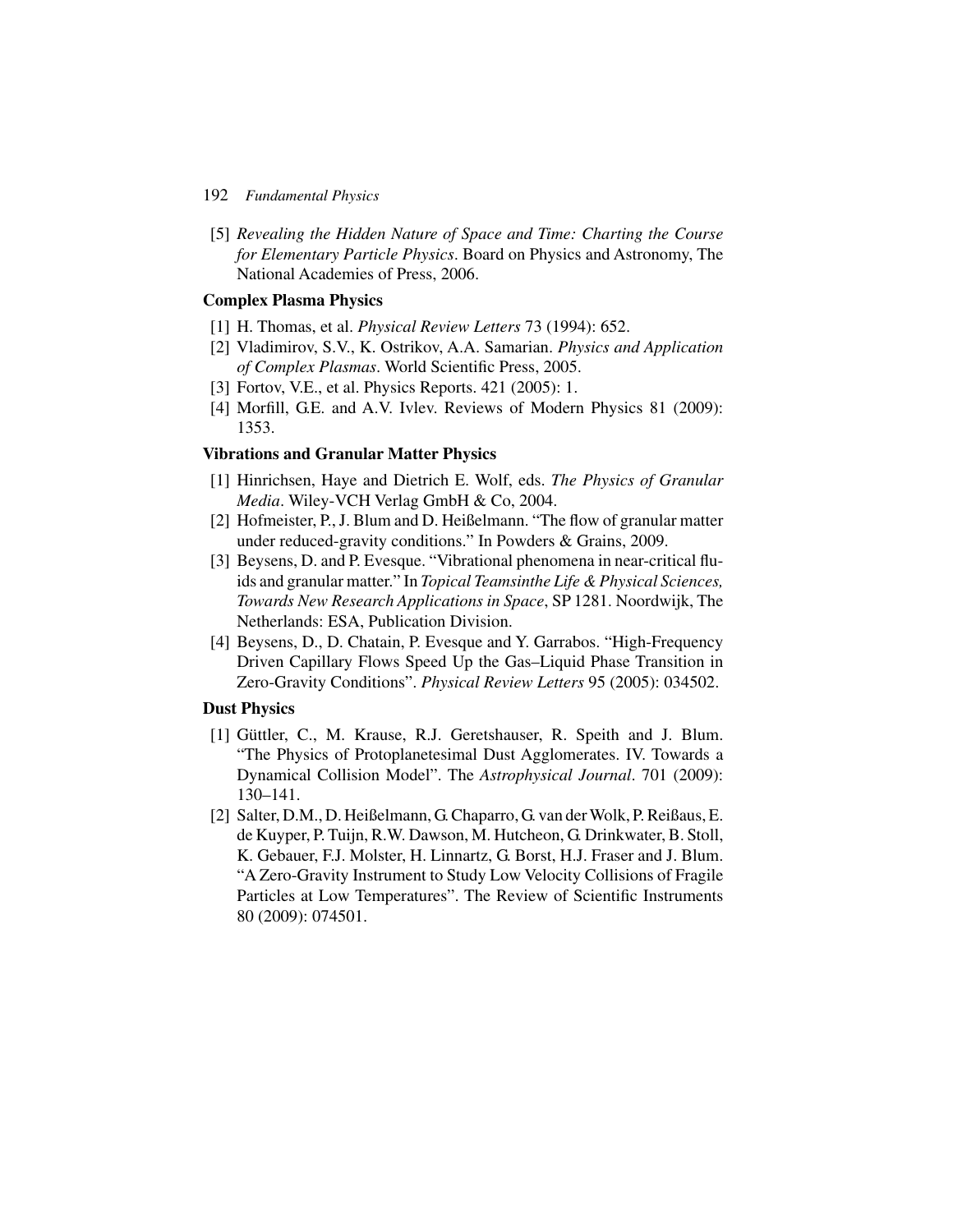[5] *Revealing the Hidden Nature of Space and Time: Charting the Course for Elementary Particle Physics*. Board on Physics and Astronomy, The National Academies of Press, 2006.

**Complex Plasma Physics**

[1] H. Thomas, et al. *Physical Review Letters* 73 (1994): 652.

[2] Vladimirov, S.V., K. Ostrikov, A.A. Samarian. *Physics and Application of Complex Plasmas*. World Scientific Press, 2005.

[3] Fortov, V.E., et al. Physics Reports. 421 (2005): 1.

[4] Morfill, G.E. and A.V. Ivlev. Reviews of Modern Physics 81 (2009): 1353.

**Vibrations and Granular Matter Physics**

[1] Hinrichsen, Haye and Dietrich E. Wolf, eds. *The Physics of Granular Media*. Wiley-VCH Verlag GmbH & Co, 2004.

[2] Hofmeister, P., J. Blum and D. Heißelmann. "The flow of granular matter under reduced-gravity conditions." In Powders & Grains, 2009.

[3] Beysens, D. and P. Evesque. "Vibrational phenomena in near-critical fluids and granular matter." In *Topical Teamsinthe Life & Physical Sciences, Towards New Research Applications in Space*, SP 1281. Noordwijk, The Netherlands: ESA, Publication Division.

[4] Beysens, D., D. Chatain, P. Evesque and Y. Garrabos. "High-Frequency Driven Capillary Flows Speed Up the Gas–Liquid Phase Transition in Zero-Gravity Conditions". *Physical Review Letters* 95 (2005): 034502.

**Dust Physics**

[1] Güttler, C., M. Krause, R.J. Geretshauser, R. Speith and J. Blum. "The Physics of Protoplanetesimal Dust Agglomerates. IV. Towards a Dynamical Collision Model". The *Astrophysical Journal*. 701 (2009): 130–141.

[2] Salter, D.M., D. Heißelmann, G. Chaparro, G. van der Wolk, P. Reißaus, E. de Kuyper, P. Tuijn, R.W. Dawson, M. Hutcheon, G. Drinkwater, B. Stoll, K. Gebauer, F.J. Molster, H. Linnartz, G. Borst, H.J. Fraser and J. Blum. "A Zero-Gravity Instrument to Study Low Velocity Collisions of Fragile Particles at Low Temperatures". The Review of Scientific Instruments 80 (2009): 074501.